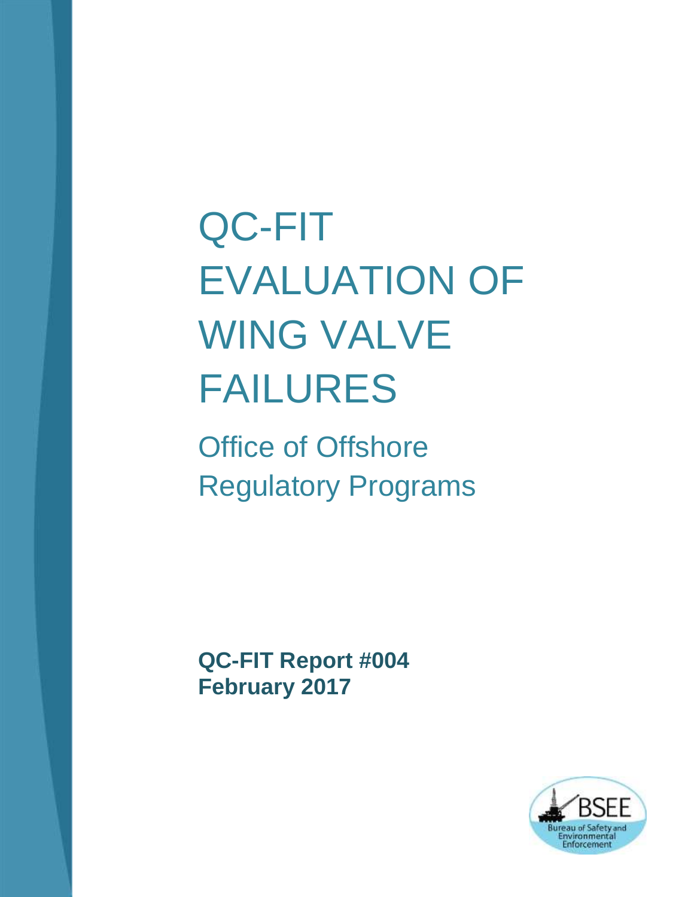# QC-FIT EVALUATION OF WING VALVE FAILURES

## Office of Offshore Regulatory Programs

**QC-FIT Report #004**
**February 2017**

BSEE
Bureau of Safety and Environmental Enforcement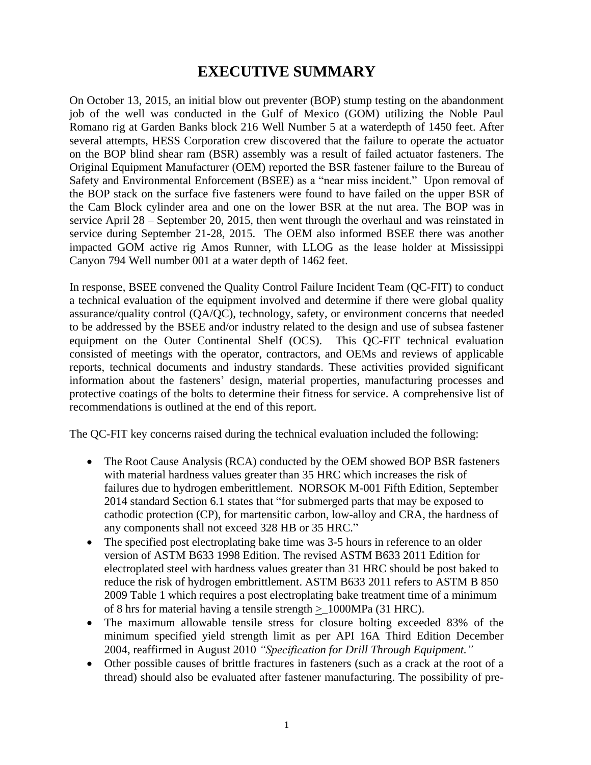# EXECUTIVE SUMMARY

On October 13, 2015, an initial blow out preventer (BOP) stump testing on the abandonment job of the well was conducted in the Gulf of Mexico (GOM) utilizing the Noble Paul Romano rig at Garden Banks block 216 Well Number 5 at a waterdepth of 1450 feet. After several attempts, HESS Corporation crew discovered that the failure to operate the actuator on the BOP blind shear ram (BSR) assembly was a result of failed actuator fasteners. The Original Equipment Manufacturer (OEM) reported the BSR fastener failure to the Bureau of Safety and Environmental Enforcement (BSEE) as a "near miss incident." Upon removal of the BOP stack on the surface five fasteners were found to have failed on the upper BSR of the Cam Block cylinder area and one on the lower BSR at the nut area. The BOP was in service April 28 – September 20, 2015, then went through the overhaul and was reinstated in service during September 21-28, 2015. The OEM also informed BSEE there was another impacted GOM active rig Amos Runner, with LLOG as the lease holder at Mississippi Canyon 794 Well number 001 at a water depth of 1462 feet.

In response, BSEE convened the Quality Control Failure Incident Team (QC-FIT) to conduct a technical evaluation of the equipment involved and determine if there were global quality assurance/quality control (QA/QC), technology, safety, or environment concerns that needed to be addressed by the BSEE and/or industry related to the design and use of subsea fastener equipment on the Outer Continental Shelf (OCS). This QC-FIT technical evaluation consisted of meetings with the operator, contractors, and OEMs and reviews of applicable reports, technical documents and industry standards. These activities provided significant information about the fasteners' design, material properties, manufacturing processes and protective coatings of the bolts to determine their fitness for service. A comprehensive list of recommendations is outlined at the end of this report.

The QC-FIT key concerns raised during the technical evaluation included the following:

- The Root Cause Analysis (RCA) conducted by the OEM showed BOP BSR fasteners with material hardness values greater than 35 HRC which increases the risk of failures due to hydrogen emberittlement. NORSOK M-001 Fifth Edition, September 2014 standard Section 6.1 states that "for submerged parts that may be exposed to cathodic protection (CP), for martensitic carbon, low-alloy and CRA, the hardness of any components shall not exceed 328 HB or 35 HRC."
- The specified post electroplating bake time was 3-5 hours in reference to an older version of ASTM B633 1998 Edition. The revised ASTM B633 2011 Edition for electroplated steel with hardness values greater than 31 HRC should be post baked to reduce the risk of hydrogen embrittlement. ASTM B633 2011 refers to ASTM B 850 2009 Table 1 which requires a post electroplating bake treatment time of a minimum of 8 hrs for material having a tensile strength ≥ 1000MPa (31 HRC).
- The maximum allowable tensile stress for closure bolting exceeded 83% of the minimum specified yield strength limit as per API 16A Third Edition December 2004, reaffirmed in August 2010 *"Specification for Drill Through Equipment."*
- Other possible causes of brittle fractures in fasteners (such as a crack at the root of a thread) should also be evaluated after fastener manufacturing. The possibility of pre-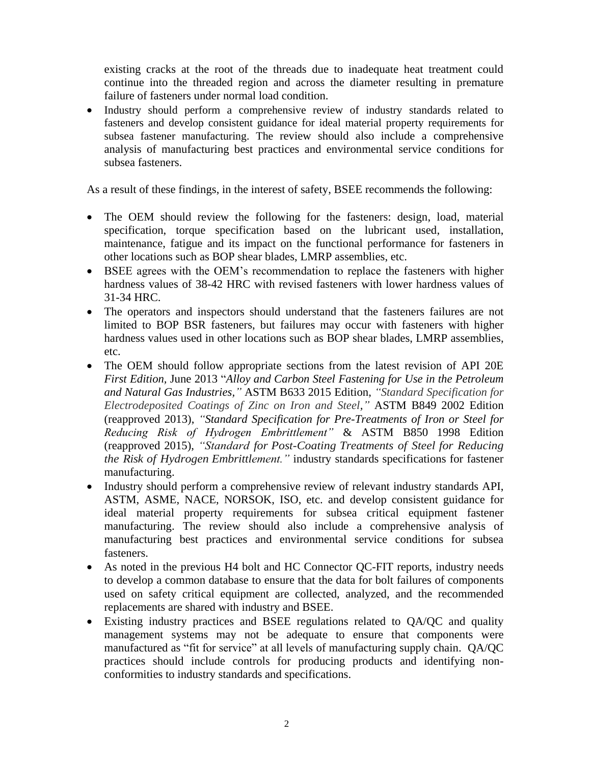existing cracks at the root of the threads due to inadequate heat treatment could continue into the threaded region and across the diameter resulting in premature failure of fasteners under normal load condition.

- Industry should perform a comprehensive review of industry standards related to fasteners and develop consistent guidance for ideal material property requirements for subsea fastener manufacturing. The review should also include a comprehensive analysis of manufacturing best practices and environmental service conditions for subsea fasteners.

As a result of these findings, in the interest of safety, BSEE recommends the following:

- The OEM should review the following for the fasteners: design, load, material specification, torque specification based on the lubricant used, installation, maintenance, fatigue and its impact on the functional performance for fasteners in other locations such as BOP shear blades, LMRP assemblies, etc.
- BSEE agrees with the OEM's recommendation to replace the fasteners with higher hardness values of 38-42 HRC with revised fasteners with lower hardness values of 31-34 HRC.
- The operators and inspectors should understand that the fasteners failures are not limited to BOP BSR fasteners, but failures may occur with fasteners with higher hardness values used in other locations such as BOP shear blades, LMRP assemblies, etc.
- The OEM should follow appropriate sections from the latest revision of API 20E *First Edition*, June 2013 "*Alloy and Carbon Steel Fastening for Use in the Petroleum and Natural Gas Industries,"* ASTM B633 2015 Edition, *"Standard Specification for Electrodeposited Coatings of Zinc on Iron and Steel,"* ASTM B849 2002 Edition (reapproved 2013), *"Standard Specification for Pre-Treatments of Iron or Steel for Reducing Risk of Hydrogen Embrittlement"* & ASTM B850 1998 Edition (reapproved 2015), *"Standard for Post-Coating Treatments of Steel for Reducing the Risk of Hydrogen Embrittlement."* industry standards specifications for fastener manufacturing.
- Industry should perform a comprehensive review of relevant industry standards API, ASTM, ASME, NACE, NORSOK, ISO, etc. and develop consistent guidance for ideal material property requirements for subsea critical equipment fastener manufacturing. The review should also include a comprehensive analysis of manufacturing best practices and environmental service conditions for subsea fasteners.
- As noted in the previous H4 bolt and HC Connector QC-FIT reports, industry needs to develop a common database to ensure that the data for bolt failures of components used on safety critical equipment are collected, analyzed, and the recommended replacements are shared with industry and BSEE.
- Existing industry practices and BSEE regulations related to QA/QC and quality management systems may not be adequate to ensure that components were manufactured as "fit for service" at all levels of manufacturing supply chain. QA/QC practices should include controls for producing products and identifying non-conformities to industry standards and specifications.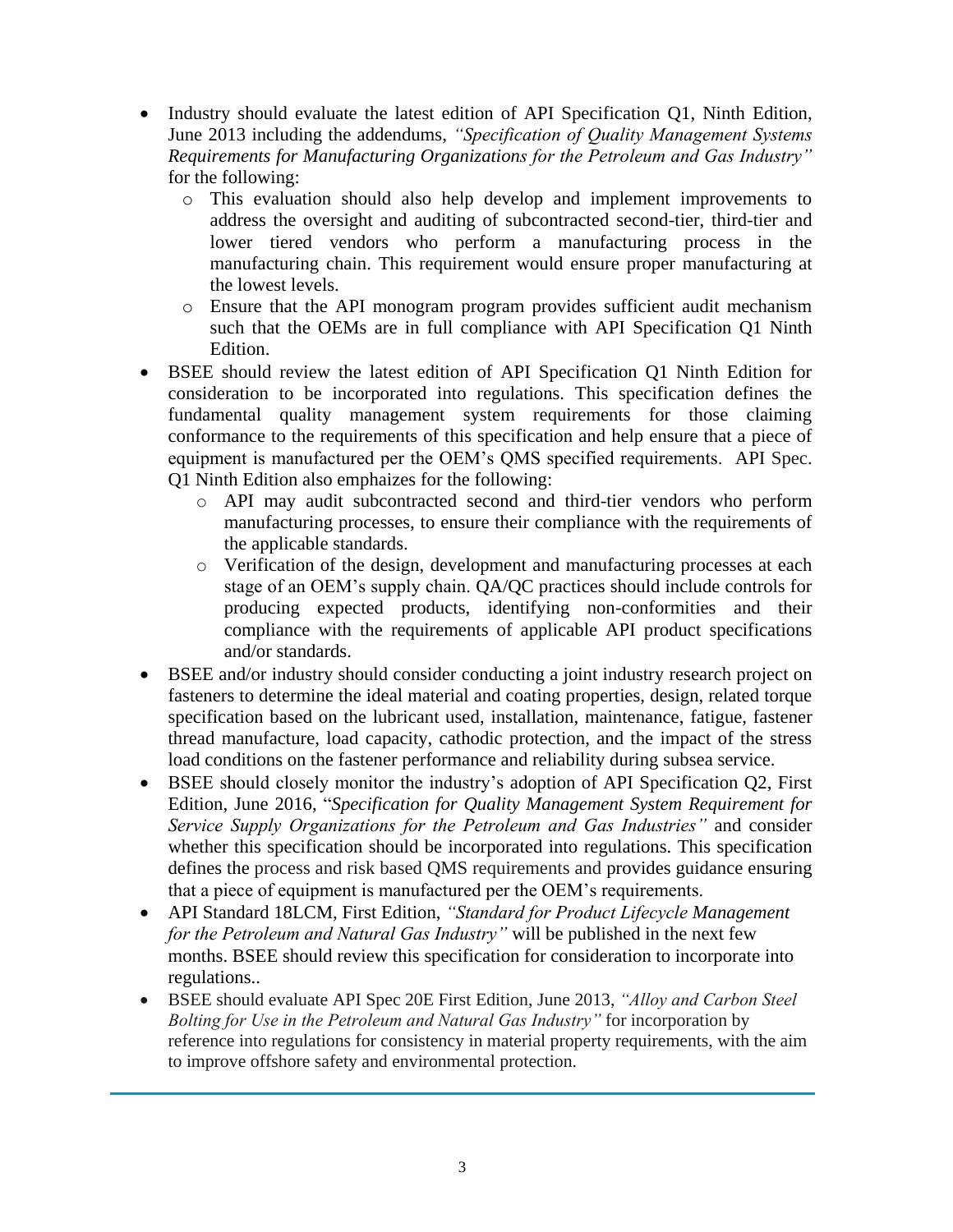- Industry should evaluate the latest edition of API Specification Q1, Ninth Edition, June 2013 including the addendums, *"Specification of Quality Management Systems Requirements for Manufacturing Organizations for the Petroleum and Gas Industry"* for the following:
  - This evaluation should also help develop and implement improvements to address the oversight and auditing of subcontracted second-tier, third-tier and lower tiered vendors who perform a manufacturing process in the manufacturing chain. This requirement would ensure proper manufacturing at the lowest levels.
  - Ensure that the API monogram program provides sufficient audit mechanism such that the OEMs are in full compliance with API Specification Q1 Ninth Edition.
- BSEE should review the latest edition of API Specification Q1 Ninth Edition for consideration to be incorporated into regulations. This specification defines the fundamental quality management system requirements for those claiming conformance to the requirements of this specification and help ensure that a piece of equipment is manufactured per the OEM's QMS specified requirements. API Spec. Q1 Ninth Edition also emphaizes for the following:
  - API may audit subcontracted second and third-tier vendors who perform manufacturing processes, to ensure their compliance with the requirements of the applicable standards.
  - Verification of the design, development and manufacturing processes at each stage of an OEM's supply chain. QA/QC practices should include controls for producing expected products, identifying non-conformities and their compliance with the requirements of applicable API product specifications and/or standards.
- BSEE and/or industry should consider conducting a joint industry research project on fasteners to determine the ideal material and coating properties, design, related torque specification based on the lubricant used, installation, maintenance, fatigue, fastener thread manufacture, load capacity, cathodic protection, and the impact of the stress load conditions on the fastener performance and reliability during subsea service.
- BSEE should closely monitor the industry's adoption of API Specification Q2, First Edition, June 2016, "*Specification for Quality Management System Requirement for Service Supply Organizations for the Petroleum and Gas Industries"* and consider whether this specification should be incorporated into regulations. This specification defines the process and risk based QMS requirements and provides guidance ensuring that a piece of equipment is manufactured per the OEM's requirements.
- API Standard 18LCM, First Edition, *"Standard for Product Lifecycle Management for the Petroleum and Natural Gas Industry"* will be published in the next few months. BSEE should review this specification for consideration to incorporate into regulations..
- BSEE should evaluate API Spec 20E First Edition, June 2013, *"Alloy and Carbon Steel Bolting for Use in the Petroleum and Natural Gas Industry"* for incorporation by reference into regulations for consistency in material property requirements, with the aim to improve offshore safety and environmental protection.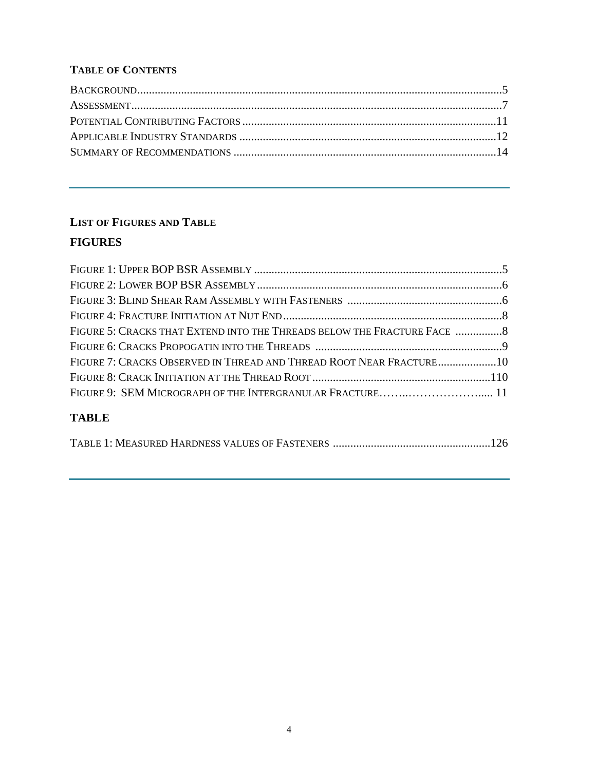**TABLE OF CONTENTS**

BACKGROUND.....................................................................................................................................5
ASSESSMENT......................................................................................................................................7
POTENTIAL CONTRIBUTING FACTORS ..........................................................................................11
APPLICABLE INDUSTRY STANDARDS ..........................................................................................12
SUMMARY OF RECOMMENDATIONS ..........................................................................................14

---

**LIST OF FIGURES AND TABLE**

## FIGURES

FIGURE 1: UPPER BOP BSR ASSEMBLY ........................................................................................5
FIGURE 2: LOWER BOP BSR ASSEMBLY .......................................................................................6
FIGURE 3: BLIND SHEAR RAM ASSEMBLY WITH FASTENERS .......................................................6
FIGURE 4: FRACTURE INITIATION AT NUT END .............................................................................8
FIGURE 5: CRACKS THAT EXTEND INTO THE THREADS BELOW THE FRACTURE FACE ................8
FIGURE 6: CRACKS PROPOGATIN INTO THE THREADS ..................................................................9
FIGURE 7: CRACKS OBSERVED IN THREAD AND THREAD ROOT NEAR FRACTURE ......................10
FIGURE 8: CRACK INITIATION AT THE THREAD ROOT ..................................................................110
FIGURE 9: SEM MICROGRAPH OF THE INTERGRANULAR FRACTURE……..………………….... 11

## TABLE

TABLE 1: MEASURED HARDNESS VALUES OF FASTENERS ..........................................................126

---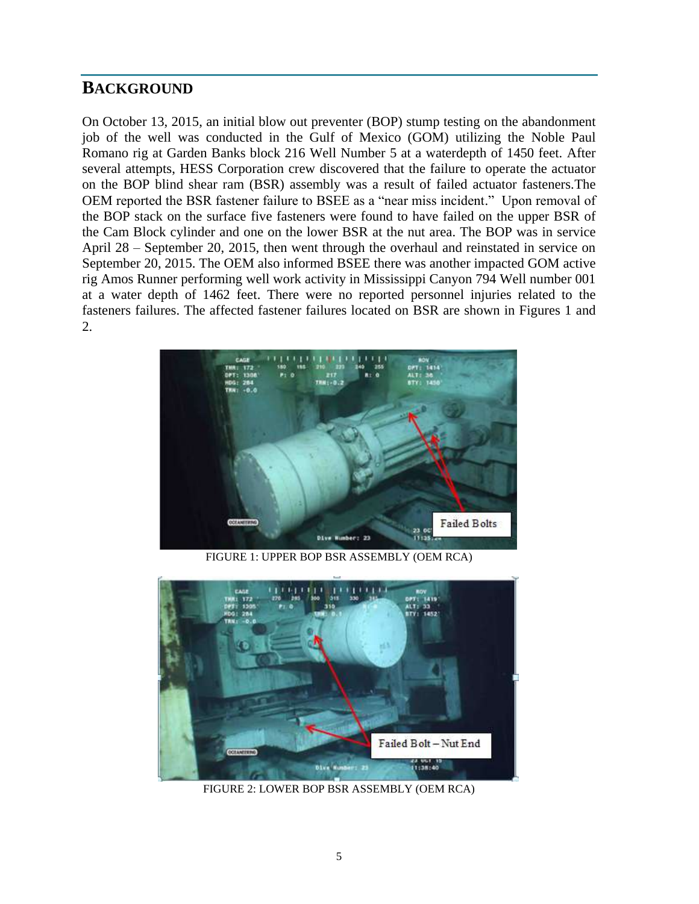## BACKGROUND

On October 13, 2015, an initial blow out preventer (BOP) stump testing on the abandonment job of the well was conducted in the Gulf of Mexico (GOM) utilizing the Noble Paul Romano rig at Garden Banks block 216 Well Number 5 at a waterdepth of 1450 feet. After several attempts, HESS Corporation crew discovered that the failure to operate the actuator on the BOP blind shear ram (BSR) assembly was a result of failed actuator fasteners.The OEM reported the BSR fastener failure to BSEE as a "near miss incident." Upon removal of the BOP stack on the surface five fasteners were found to have failed on the upper BSR of the Cam Block cylinder and one on the lower BSR at the nut area. The BOP was in service April 28 – September 20, 2015, then went through the overhaul and reinstated in service on September 20, 2015. The OEM also informed BSEE there was another impacted GOM active rig Amos Runner performing well work activity in Mississippi Canyon 794 Well number 001 at a water depth of 1462 feet. There were no reported personnel injuries related to the fasteners failures. The affected fastener failures located on BSR are shown in Figures 1 and 2.

FIGURE 1: UPPER BOP BSR ASSEMBLY (OEM RCA)

FIGURE 2: LOWER BOP BSR ASSEMBLY (OEM RCA)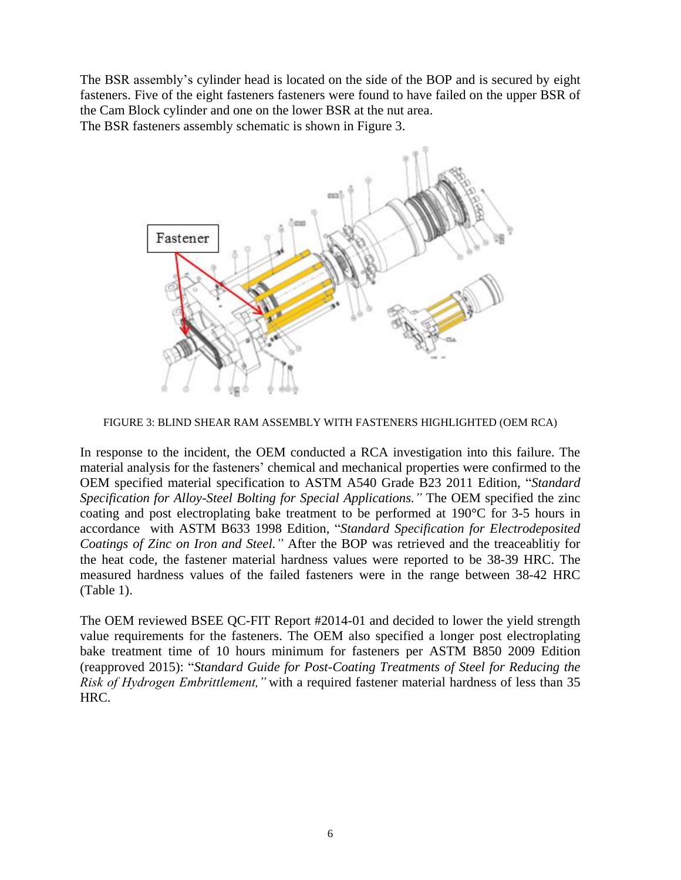The BSR assembly's cylinder head is located on the side of the BOP and is secured by eight fasteners. Five of the eight fasteners fasteners were found to have failed on the upper BSR of the Cam Block cylinder and one on the lower BSR at the nut area.
The BSR fasteners assembly schematic is shown in Figure 3.

FIGURE 3: BLIND SHEAR RAM ASSEMBLY WITH FASTENERS HIGHLIGHTED (OEM RCA)

In response to the incident, the OEM conducted a RCA investigation into this failure. The material analysis for the fasteners' chemical and mechanical properties were confirmed to the OEM specified material specification to ASTM A540 Grade B23 2011 Edition, "*Standard Specification for Alloy-Steel Bolting for Special Applications.*" The OEM specified the zinc coating and post electroplating bake treatment to be performed at 190°C for 3-5 hours in accordance with ASTM B633 1998 Edition, "*Standard Specification for Electrodeposited Coatings of Zinc on Iron and Steel.*" After the BOP was retrieved and the treaceablitiy for the heat code, the fastener material hardness values were reported to be 38-39 HRC. The measured hardness values of the failed fasteners were in the range between 38-42 HRC (Table 1).

The OEM reviewed BSEE QC-FIT Report #2014-01 and decided to lower the yield strength value requirements for the fasteners. The OEM also specified a longer post electroplating bake treatment time of 10 hours minimum for fasteners per ASTM B850 2009 Edition (reapproved 2015): "*Standard Guide for Post-Coating Treatments of Steel for Reducing the Risk of Hydrogen Embrittlement,*" with a required fastener material hardness of less than 35 HRC.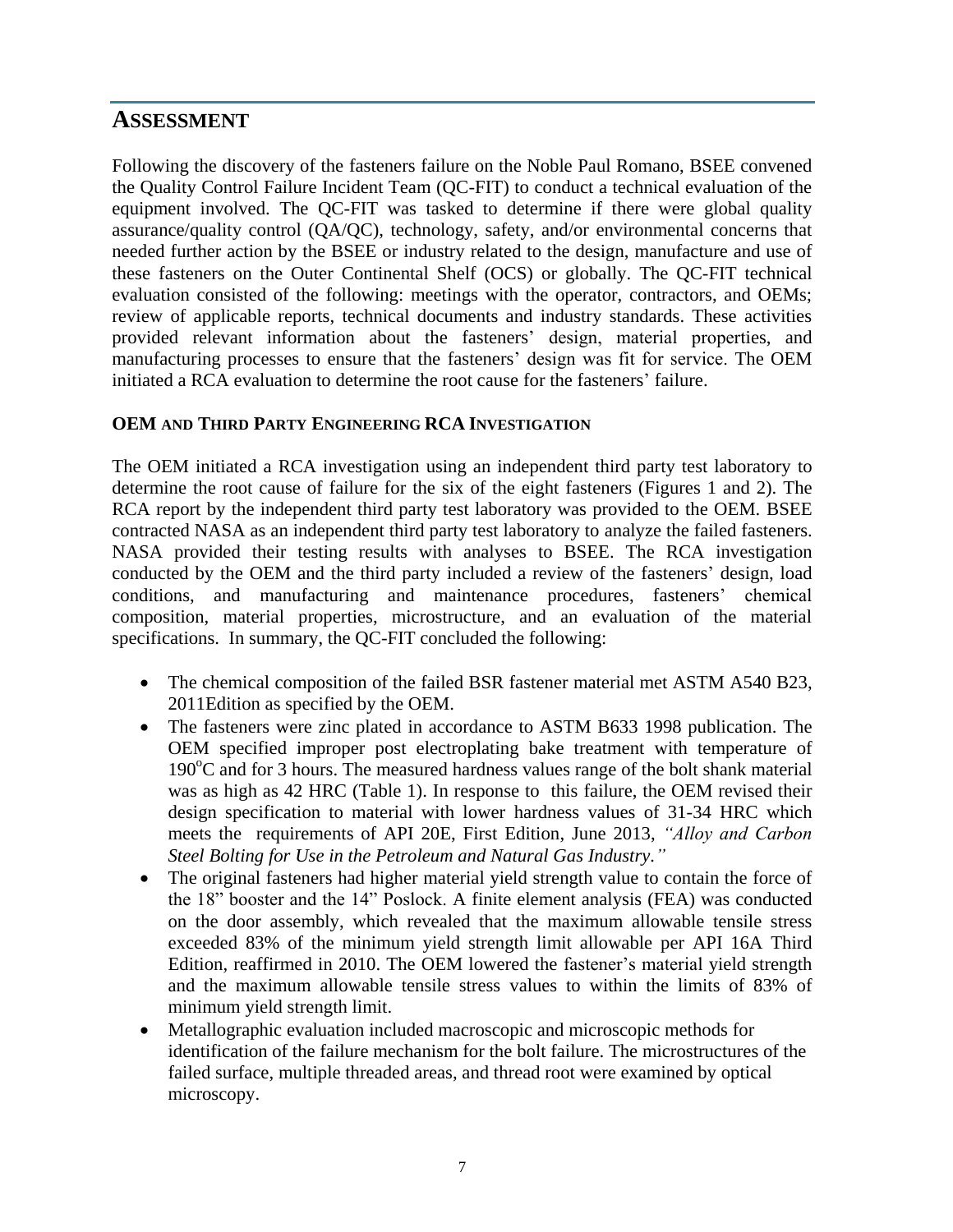# ASSESSMENT

Following the discovery of the fasteners failure on the Noble Paul Romano, BSEE convened the Quality Control Failure Incident Team (QC-FIT) to conduct a technical evaluation of the equipment involved. The QC-FIT was tasked to determine if there were global quality assurance/quality control (QA/QC), technology, safety, and/or environmental concerns that needed further action by the BSEE or industry related to the design, manufacture and use of these fasteners on the Outer Continental Shelf (OCS) or globally. The QC-FIT technical evaluation consisted of the following: meetings with the operator, contractors, and OEMs; review of applicable reports, technical documents and industry standards. These activities provided relevant information about the fasteners' design, material properties, and manufacturing processes to ensure that the fasteners' design was fit for service. The OEM initiated a RCA evaluation to determine the root cause for the fasteners' failure.

### OEM AND THIRD PARTY ENGINEERING RCA INVESTIGATION

The OEM initiated a RCA investigation using an independent third party test laboratory to determine the root cause of failure for the six of the eight fasteners (Figures 1 and 2). The RCA report by the independent third party test laboratory was provided to the OEM. BSEE contracted NASA as an independent third party test laboratory to analyze the failed fasteners. NASA provided their testing results with analyses to BSEE. The RCA investigation conducted by the OEM and the third party included a review of the fasteners' design, load conditions, and manufacturing and maintenance procedures, fasteners' chemical composition, material properties, microstructure, and an evaluation of the material specifications. In summary, the QC-FIT concluded the following:

- The chemical composition of the failed BSR fastener material met ASTM A540 B23, 2011Edition as specified by the OEM.
- The fasteners were zinc plated in accordance to ASTM B633 1998 publication. The OEM specified improper post electroplating bake treatment with temperature of 190$^{o}$C and for 3 hours. The measured hardness values range of the bolt shank material was as high as 42 HRC (Table 1). In response to this failure, the OEM revised their design specification to material with lower hardness values of 31-34 HRC which meets the requirements of API 20E, First Edition, June 2013, *"Alloy and Carbon Steel Bolting for Use in the Petroleum and Natural Gas Industry."*
- The original fasteners had higher material yield strength value to contain the force of the 18" booster and the 14" Poslock. A finite element analysis (FEA) was conducted on the door assembly, which revealed that the maximum allowable tensile stress exceeded 83% of the minimum yield strength limit allowable per API 16A Third Edition, reaffirmed in 2010. The OEM lowered the fastener's material yield strength and the maximum allowable tensile stress values to within the limits of 83% of minimum yield strength limit.
- Metallographic evaluation included macroscopic and microscopic methods for identification of the failure mechanism for the bolt failure. The microstructures of the failed surface, multiple threaded areas, and thread root were examined by optical microscopy.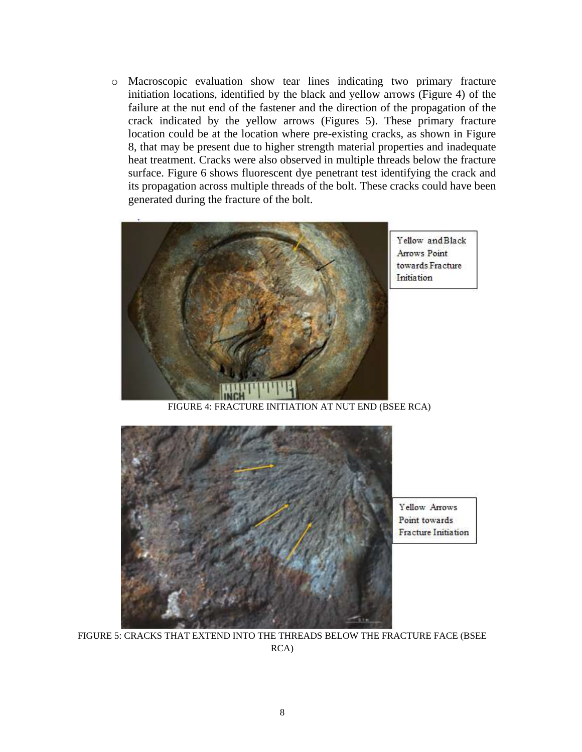- Macroscopic evaluation show tear lines indicating two primary fracture initiation locations, identified by the black and yellow arrows (Figure 4) of the failure at the nut end of the fastener and the direction of the propagation of the crack indicated by the yellow arrows (Figures 5). These primary fracture location could be at the location where pre-existing cracks, as shown in Figure 8, that may be present due to higher strength material properties and inadequate heat treatment. Cracks were also observed in multiple threads below the fracture surface. Figure 6 shows fluorescent dye penetrant test identifying the crack and its propagation across multiple threads of the bolt. These cracks could have been generated during the fracture of the bolt.

Yellow and Black Arrows Point towards Fracture Initiation

FIGURE 4: FRACTURE INITIATION AT NUT END (BSEE RCA)

Yellow Arrows Point towards Fracture Initiation

FIGURE 5: CRACKS THAT EXTEND INTO THE THREADS BELOW THE FRACTURE FACE (BSEE RCA)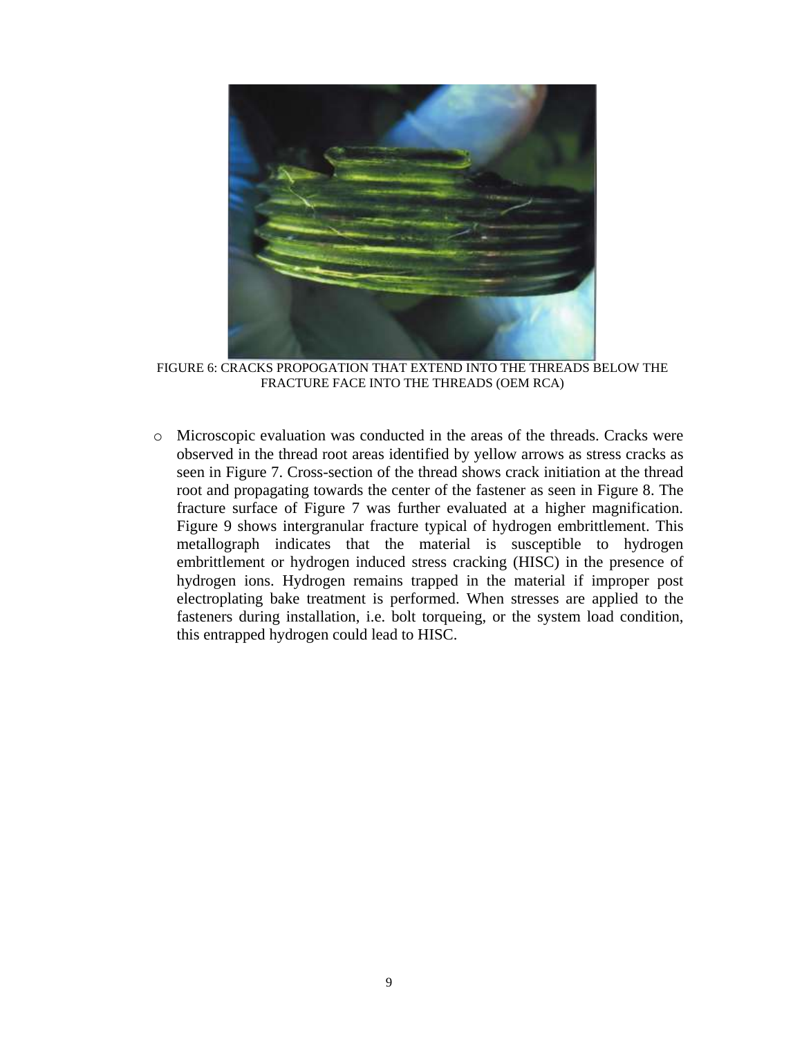FIGURE 6: CRACKS PROPOGATION THAT EXTEND INTO THE THREADS BELOW THE FRACTURE FACE INTO THE THREADS (OEM RCA)

- Microscopic evaluation was conducted in the areas of the threads. Cracks were observed in the thread root areas identified by yellow arrows as stress cracks as seen in Figure 7. Cross-section of the thread shows crack initiation at the thread root and propagating towards the center of the fastener as seen in Figure 8. The fracture surface of Figure 7 was further evaluated at a higher magnification. Figure 9 shows intergranular fracture typical of hydrogen embrittlement. This metallograph indicates that the material is susceptible to hydrogen embrittlement or hydrogen induced stress cracking (HISC) in the presence of hydrogen ions. Hydrogen remains trapped in the material if improper post electroplating bake treatment is performed. When stresses are applied to the fasteners during installation, i.e. bolt torqueing, or the system load condition, this entrapped hydrogen could lead to HISC.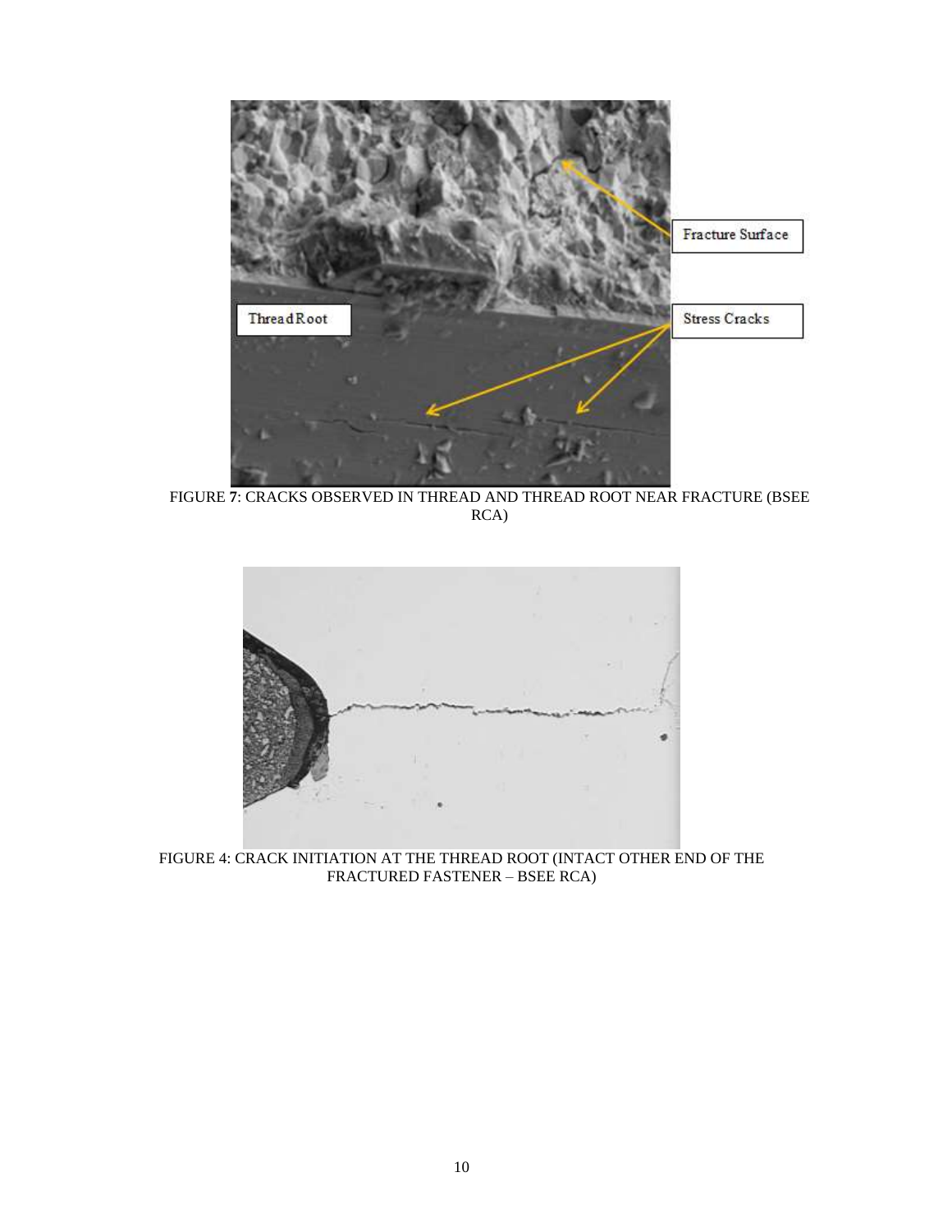FIGURE 7: CRACKS OBSERVED IN THREAD AND THREAD ROOT NEAR FRACTURE (BSEE RCA)

FIGURE 4: CRACK INITIATION AT THE THREAD ROOT (INTACT OTHER END OF THE FRACTURED FASTENER – BSEE RCA)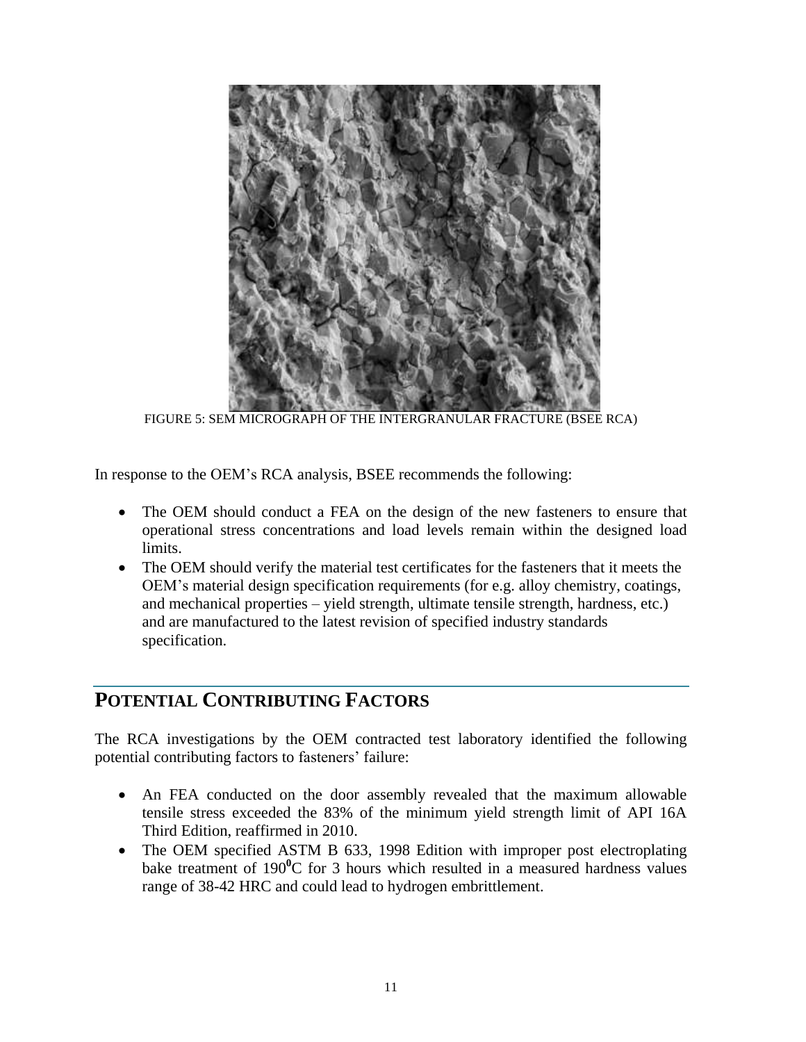FIGURE 5: SEM MICROGRAPH OF THE INTERGRANULAR FRACTURE (BSEE RCA)

In response to the OEM's RCA analysis, BSEE recommends the following:

- The OEM should conduct a FEA on the design of the new fasteners to ensure that operational stress concentrations and load levels remain within the designed load limits.
- The OEM should verify the material test certificates for the fasteners that it meets the OEM's material design specification requirements (for e.g. alloy chemistry, coatings, and mechanical properties – yield strength, ultimate tensile strength, hardness, etc.) and are manufactured to the latest revision of specified industry standards specification.

## POTENTIAL CONTRIBUTING FACTORS

The RCA investigations by the OEM contracted test laboratory identified the following potential contributing factors to fasteners' failure:

- An FEA conducted on the door assembly revealed that the maximum allowable tensile stress exceeded the 83% of the minimum yield strength limit of API 16A Third Edition, reaffirmed in 2010.
- The OEM specified ASTM B 633, 1998 Edition with improper post electroplating bake treatment of $190^{0}$C for 3 hours which resulted in a measured hardness values range of 38-42 HRC and could lead to hydrogen embrittlement.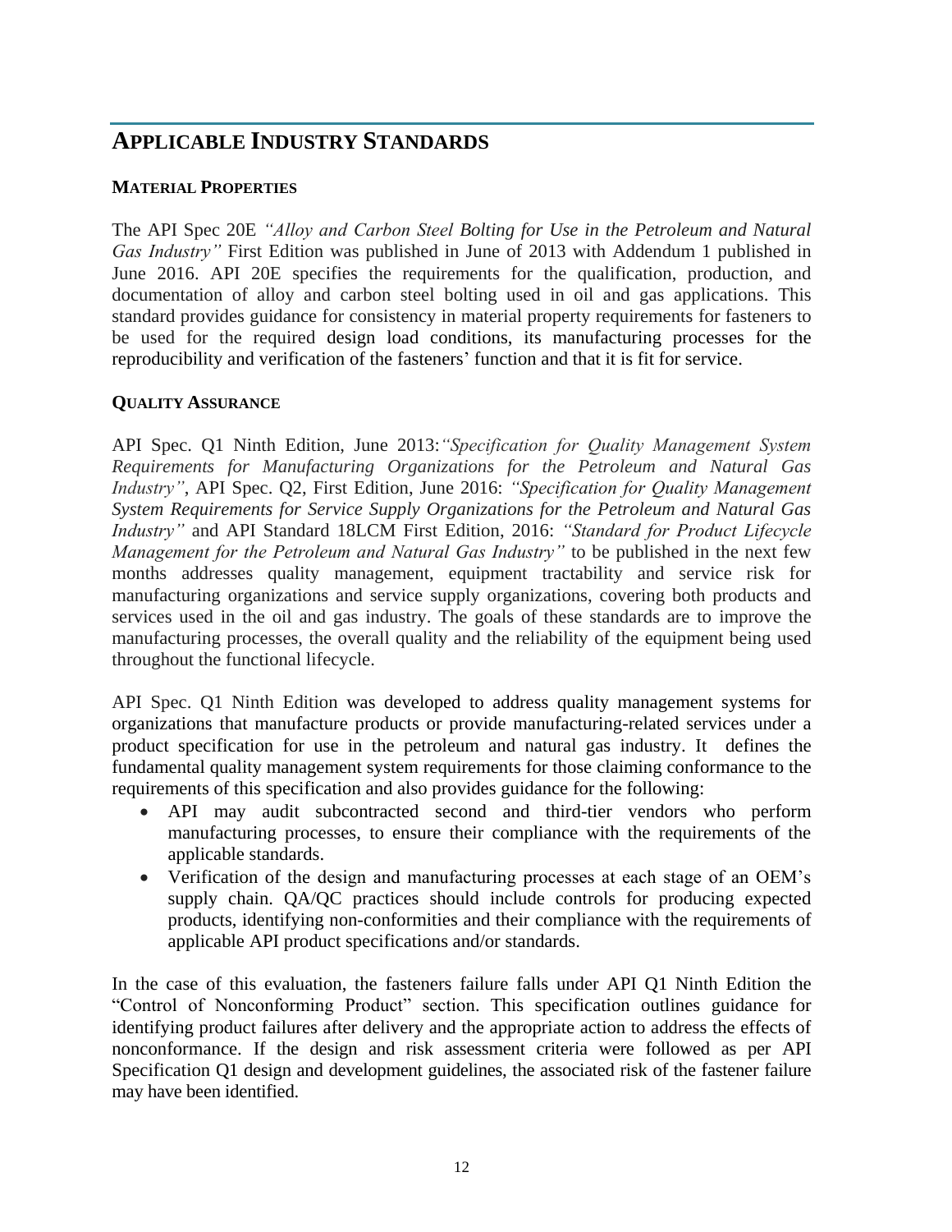# Applicable Industry Standards

### Material Properties

The API Spec 20E *"Alloy and Carbon Steel Bolting for Use in the Petroleum and Natural Gas Industry"* First Edition was published in June of 2013 with Addendum 1 published in June 2016. API 20E specifies the requirements for the qualification, production, and documentation of alloy and carbon steel bolting used in oil and gas applications. This standard provides guidance for consistency in material property requirements for fasteners to be used for the required design load conditions, its manufacturing processes for the reproducibility and verification of the fasteners' function and that it is fit for service.

### Quality Assurance

API Spec. Q1 Ninth Edition, June 2013:*"Specification for Quality Management System Requirements for Manufacturing Organizations for the Petroleum and Natural Gas Industry"*, API Spec. Q2, First Edition, June 2016: *"Specification for Quality Management System Requirements for Service Supply Organizations for the Petroleum and Natural Gas Industry"* and API Standard 18LCM First Edition, 2016: *"Standard for Product Lifecycle Management for the Petroleum and Natural Gas Industry"* to be published in the next few months addresses quality management, equipment tractability and service risk for manufacturing organizations and service supply organizations, covering both products and services used in the oil and gas industry. The goals of these standards are to improve the manufacturing processes, the overall quality and the reliability of the equipment being used throughout the functional lifecycle.

API Spec. Q1 Ninth Edition was developed to address quality management systems for organizations that manufacture products or provide manufacturing-related services under a product specification for use in the petroleum and natural gas industry. It defines the fundamental quality management system requirements for those claiming conformance to the requirements of this specification and also provides guidance for the following:

- API may audit subcontracted second and third-tier vendors who perform manufacturing processes, to ensure their compliance with the requirements of the applicable standards.
- Verification of the design and manufacturing processes at each stage of an OEM's supply chain. QA/QC practices should include controls for producing expected products, identifying non-conformities and their compliance with the requirements of applicable API product specifications and/or standards.

In the case of this evaluation, the fasteners failure falls under API Q1 Ninth Edition the "Control of Nonconforming Product" section. This specification outlines guidance for identifying product failures after delivery and the appropriate action to address the effects of nonconformance. If the design and risk assessment criteria were followed as per API Specification Q1 design and development guidelines, the associated risk of the fastener failure may have been identified.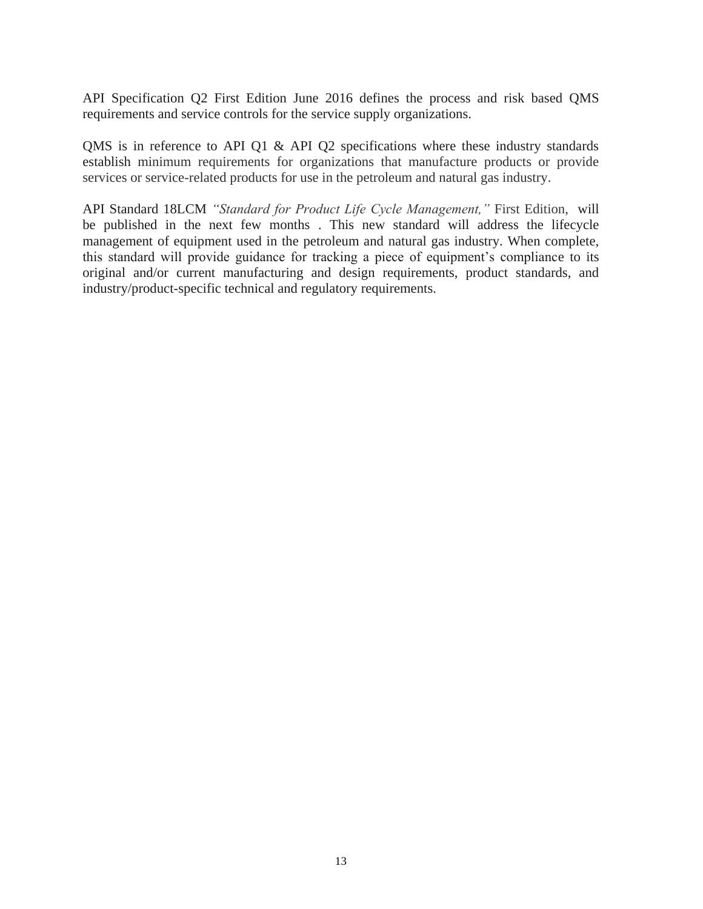API Specification Q2 First Edition June 2016 defines the process and risk based QMS requirements and service controls for the service supply organizations.

QMS is in reference to API Q1 & API Q2 specifications where these industry standards establish minimum requirements for organizations that manufacture products or provide services or service-related products for use in the petroleum and natural gas industry.

API Standard 18LCM *"Standard for Product Life Cycle Management,"* First Edition, will be published in the next few months . This new standard will address the lifecycle management of equipment used in the petroleum and natural gas industry. When complete, this standard will provide guidance for tracking a piece of equipment's compliance to its original and/or current manufacturing and design requirements, product standards, and industry/product-specific technical and regulatory requirements.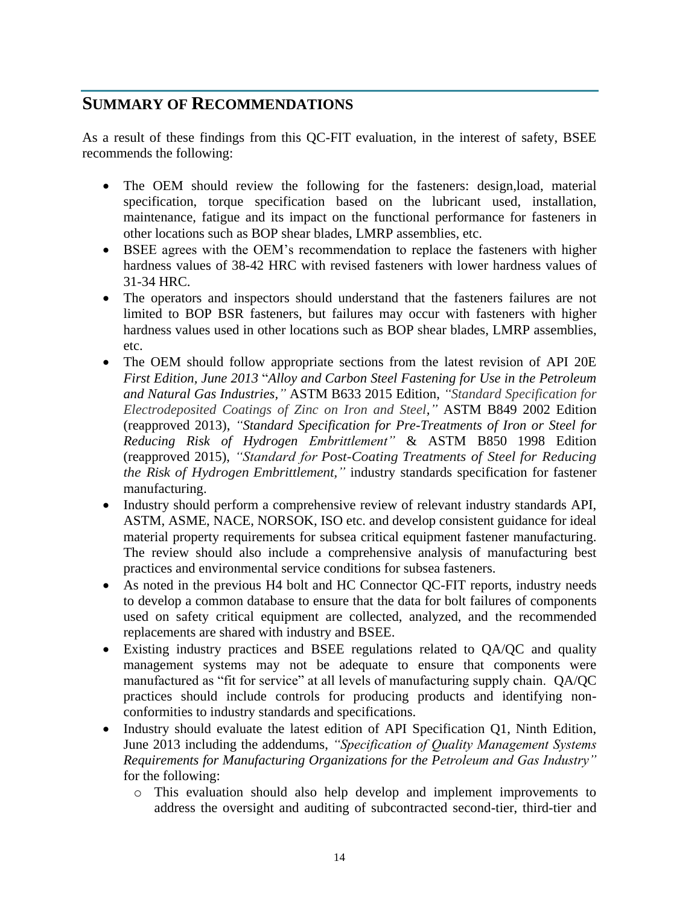## SUMMARY OF RECOMMENDATIONS

As a result of these findings from this QC-FIT evaluation, in the interest of safety, BSEE recommends the following:

- The OEM should review the following for the fasteners: design,load, material specification, torque specification based on the lubricant used, installation, maintenance, fatigue and its impact on the functional performance for fasteners in other locations such as BOP shear blades, LMRP assemblies, etc.
- BSEE agrees with the OEM's recommendation to replace the fasteners with higher hardness values of 38-42 HRC with revised fasteners with lower hardness values of 31-34 HRC.
- The operators and inspectors should understand that the fasteners failures are not limited to BOP BSR fasteners, but failures may occur with fasteners with higher hardness values used in other locations such as BOP shear blades, LMRP assemblies, etc.
- The OEM should follow appropriate sections from the latest revision of API 20E *First Edition, June 2013* "*Alloy and Carbon Steel Fastening for Use in the Petroleum and Natural Gas Industries,"* ASTM B633 2015 Edition, *"Standard Specification for Electrodeposited Coatings of Zinc on Iron and Steel,"* ASTM B849 2002 Edition (reapproved 2013), *"Standard Specification for Pre-Treatments of Iron or Steel for Reducing Risk of Hydrogen Embrittlement"* & ASTM B850 1998 Edition (reapproved 2015), *"Standard for Post-Coating Treatments of Steel for Reducing the Risk of Hydrogen Embrittlement,"* industry standards specification for fastener manufacturing.
- Industry should perform a comprehensive review of relevant industry standards API, ASTM, ASME, NACE, NORSOK, ISO etc. and develop consistent guidance for ideal material property requirements for subsea critical equipment fastener manufacturing. The review should also include a comprehensive analysis of manufacturing best practices and environmental service conditions for subsea fasteners.
- As noted in the previous H4 bolt and HC Connector QC-FIT reports, industry needs to develop a common database to ensure that the data for bolt failures of components used on safety critical equipment are collected, analyzed, and the recommended replacements are shared with industry and BSEE.
- Existing industry practices and BSEE regulations related to QA/QC and quality management systems may not be adequate to ensure that components were manufactured as "fit for service" at all levels of manufacturing supply chain. QA/QC practices should include controls for producing products and identifying non-conformities to industry standards and specifications.
- Industry should evaluate the latest edition of API Specification Q1, Ninth Edition, June 2013 including the addendums, *"Specification of Quality Management Systems Requirements for Manufacturing Organizations for the Petroleum and Gas Industry"* for the following:
  - This evaluation should also help develop and implement improvements to address the oversight and auditing of subcontracted second-tier, third-tier and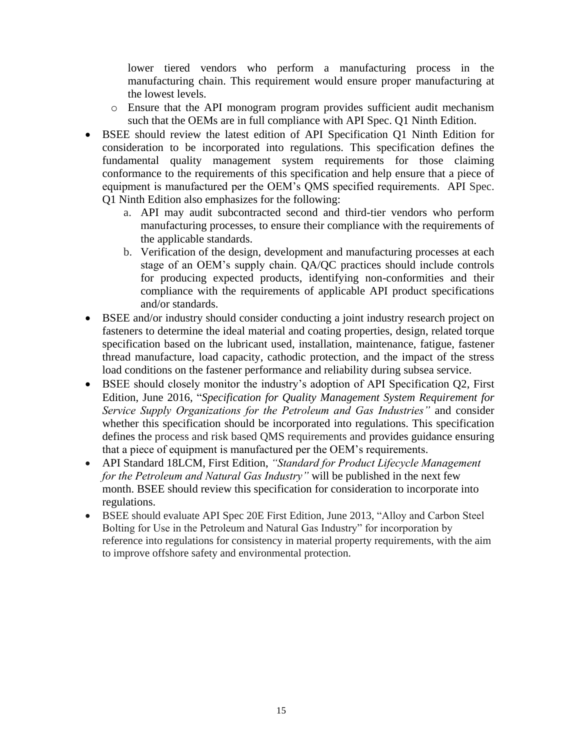lower tiered vendors who perform a manufacturing process in the manufacturing chain. This requirement would ensure proper manufacturing at the lowest levels.
  - Ensure that the API monogram program provides sufficient audit mechanism such that the OEMs are in full compliance with API Spec. Q1 Ninth Edition.
- BSEE should review the latest edition of API Specification Q1 Ninth Edition for consideration to be incorporated into regulations. This specification defines the fundamental quality management system requirements for those claiming conformance to the requirements of this specification and help ensure that a piece of equipment is manufactured per the OEM's QMS specified requirements. API Spec. Q1 Ninth Edition also emphasizes for the following:
  a. API may audit subcontracted second and third-tier vendors who perform manufacturing processes, to ensure their compliance with the requirements of the applicable standards.
  b. Verification of the design, development and manufacturing processes at each stage of an OEM's supply chain. QA/QC practices should include controls for producing expected products, identifying non-conformities and their compliance with the requirements of applicable API product specifications and/or standards.
- BSEE and/or industry should consider conducting a joint industry research project on fasteners to determine the ideal material and coating properties, design, related torque specification based on the lubricant used, installation, maintenance, fatigue, fastener thread manufacture, load capacity, cathodic protection, and the impact of the stress load conditions on the fastener performance and reliability during subsea service.
- BSEE should closely monitor the industry's adoption of API Specification Q2, First Edition, June 2016, "*Specification for Quality Management System Requirement for Service Supply Organizations for the Petroleum and Gas Industries"* and consider whether this specification should be incorporated into regulations. This specification defines the process and risk based QMS requirements and provides guidance ensuring that a piece of equipment is manufactured per the OEM's requirements.
- API Standard 18LCM, First Edition, *"Standard for Product Lifecycle Management for the Petroleum and Natural Gas Industry"* will be published in the next few month. BSEE should review this specification for consideration to incorporate into regulations.
- BSEE should evaluate API Spec 20E First Edition, June 2013, "Alloy and Carbon Steel Bolting for Use in the Petroleum and Natural Gas Industry" for incorporation by reference into regulations for consistency in material property requirements, with the aim to improve offshore safety and environmental protection.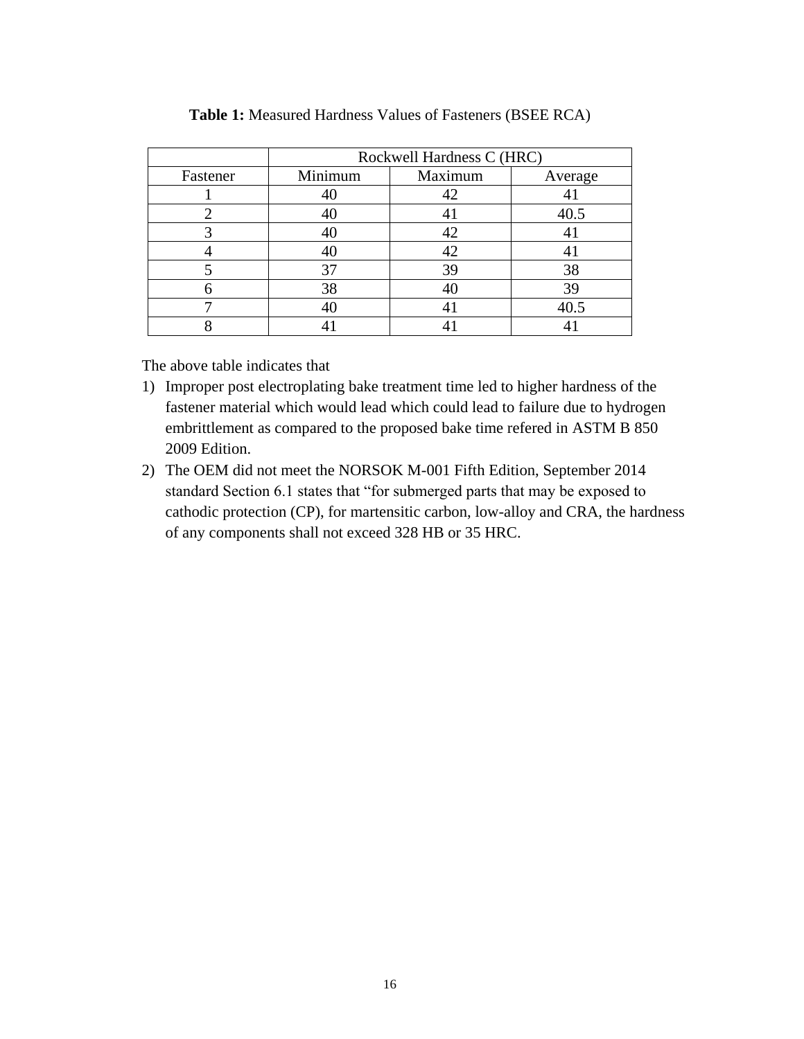**Table 1:** Measured Hardness Values of Fasteners (BSEE RCA)

| | Rockwell Hardness C (HRC) | | |
|---|---|---|---|
| Fastener | Minimum | Maximum | Average |
| 1 | 40 | 42 | 41 |
| 2 | 40 | 41 | 40.5 |
| 3 | 40 | 42 | 41 |
| 4 | 40 | 42 | 41 |
| 5 | 37 | 39 | 38 |
| 6 | 38 | 40 | 39 |
| 7 | 40 | 41 | 40.5 |
| 8 | 41 | 41 | 41 |

The above table indicates that

1) Improper post electroplating bake treatment time led to higher hardness of the fastener material which would lead which could lead to failure due to hydrogen embrittlement as compared to the proposed bake time refered in ASTM B 850 2009 Edition.
2) The OEM did not meet the NORSOK M-001 Fifth Edition, September 2014 standard Section 6.1 states that "for submerged parts that may be exposed to cathodic protection (CP), for martensitic carbon, low-alloy and CRA, the hardness of any components shall not exceed 328 HB or 35 HRC.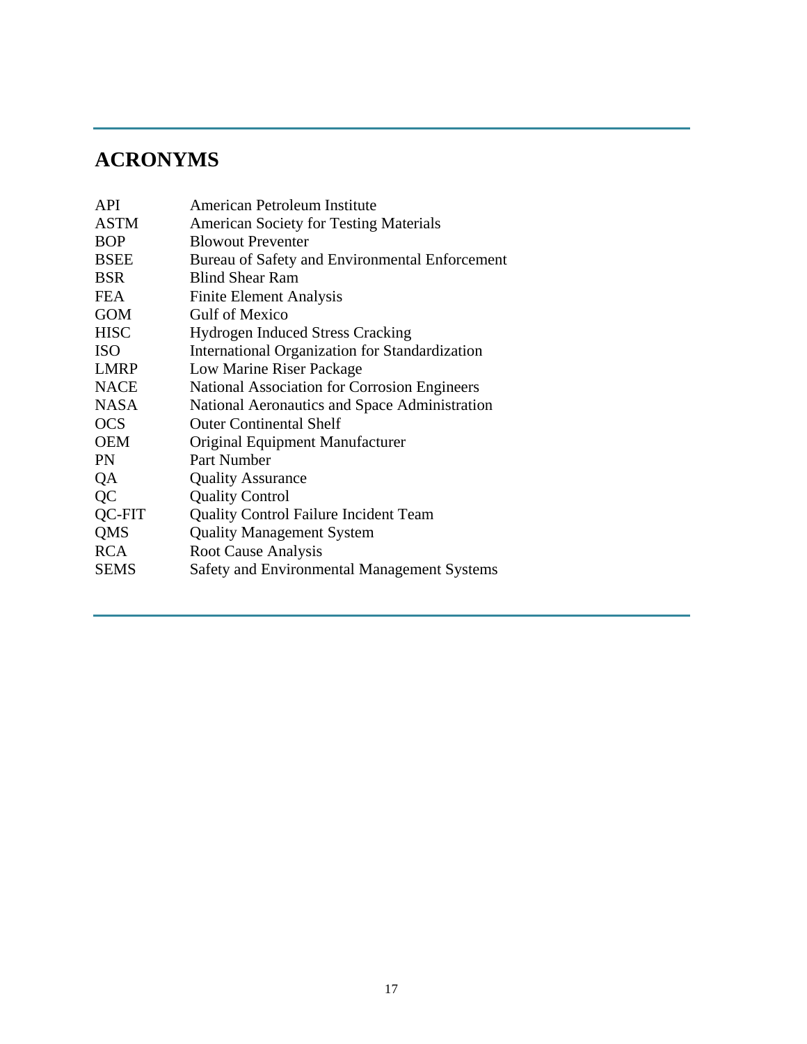# ACRONYMS

| | |
|---|---|
| API | American Petroleum Institute |
| ASTM | American Society for Testing Materials |
| BOP | Blowout Preventer |
| BSEE | Bureau of Safety and Environmental Enforcement |
| BSR | Blind Shear Ram |
| FEA | Finite Element Analysis |
| GOM | Gulf of Mexico |
| HISC | Hydrogen Induced Stress Cracking |
| ISO | International Organization for Standardization |
| LMRP | Low Marine Riser Package |
| NACE | National Association for Corrosion Engineers |
| NASA | National Aeronautics and Space Administration |
| OCS | Outer Continental Shelf |
| OEM | Original Equipment Manufacturer |
| PN | Part Number |
| QA | Quality Assurance |
| QC | Quality Control |
| QC-FIT | Quality Control Failure Incident Team |
| QMS | Quality Management System |
| RCA | Root Cause Analysis |
| SEMS | Safety and Environmental Management Systems |